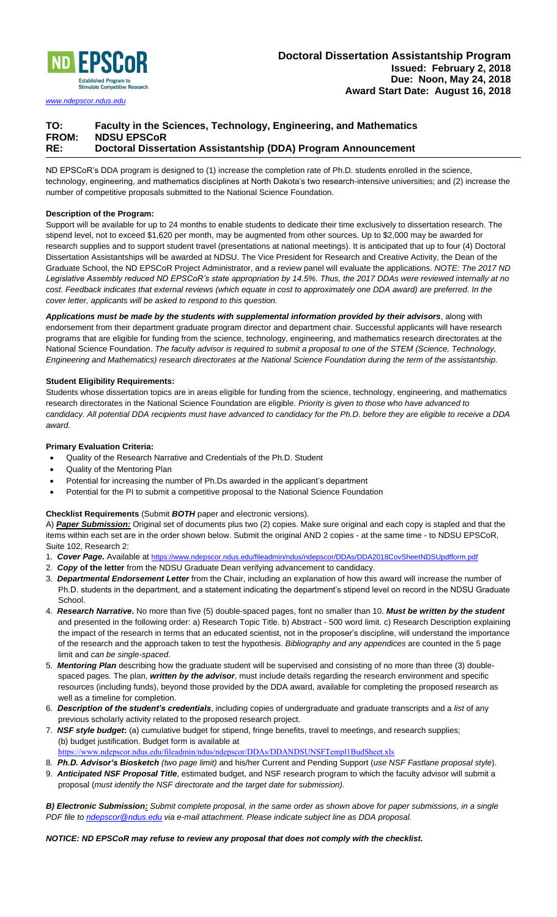ND EPSCoR — Established Program to Stimulate Competitive Research

www.ndepscor.ndus.edu

# Doctoral Dissertation Assistantship Program

**Issued: February 2, 2018**
**Due: Noon, May 24, 2018**
**Award Start Date: August 16, 2018**

**TO:** Faculty in the Sciences, Technology, Engineering, and Mathematics
**FROM:** NDSU EPSCoR
**RE:** Doctoral Dissertation Assistantship (DDA) Program Announcement

ND EPSCoR's DDA program is designed to (1) increase the completion rate of Ph.D. students enrolled in the science, technology, engineering, and mathematics disciplines at North Dakota's two research-intensive universities; and (2) increase the number of competitive proposals submitted to the National Science Foundation.

**Description of the Program:**

Support will be available for up to 24 months to enable students to dedicate their time exclusively to dissertation research. The stipend level, not to exceed $1,620 per month, may be augmented from other sources. Up to $2,000 may be awarded for research supplies and to support student travel (presentations at national meetings). It is anticipated that up to four (4) Doctoral Dissertation Assistantships will be awarded at NDSU. The Vice President for Research and Creative Activity, the Dean of the Graduate School, the ND EPSCoR Project Administrator, and a review panel will evaluate the applications. *NOTE: The 2017 ND Legislative Assembly reduced ND EPSCoR's state appropriation by 14.5%. Thus, the 2017 DDAs were reviewed internally at no cost. Feedback indicates that external reviews (which equate in cost to approximately one DDA award) are preferred. In the cover letter, applicants will be asked to respond to this question.*

***Applications must be made by the students with supplemental information provided by their advisors***, along with endorsement from their department graduate program director and department chair. Successful applicants will have research programs that are eligible for funding from the science, technology, engineering, and mathematics research directorates at the National Science Foundation. *The faculty advisor is required to submit a proposal to one of the STEM (Science, Technology, Engineering and Mathematics) research directorates at the National Science Foundation during the term of the assistantship.*

**Student Eligibility Requirements:**

Students whose dissertation topics are in areas eligible for funding from the science, technology, engineering, and mathematics research directorates in the National Science Foundation are eligible. *Priority is given to those who have advanced to candidacy. All potential DDA recipients must have advanced to candidacy for the Ph.D. before they are eligible to receive a DDA award.*

**Primary Evaluation Criteria:**

- Quality of the Research Narrative and Credentials of the Ph.D. Student
- Quality of the Mentoring Plan
- Potential for increasing the number of Ph.Ds awarded in the applicant's department
- Potential for the PI to submit a competitive proposal to the National Science Foundation

**Checklist Requirements** (Submit ***BOTH*** paper and electronic versions).

A) ***Paper Submission:*** Original set of documents plus two (2) copies. Make sure original and each copy is stapled and that the items within each set are in the order shown below. Submit the original AND 2 copies - at the same time - to NDSU EPSCoR, Suite 102, Research 2:

1. ***Cover Page*.** Available at https://www.ndepscor.ndus.edu/fileadmin/ndus/ndepscor/DDAs/DDA2018CovSheetNDSUpdfform.pdf
2. ***Copy* of the letter** from the NDSU Graduate Dean verifying advancement to candidacy.
3. ***Departmental Endorsement Letter*** from the Chair, including an explanation of how this award will increase the number of Ph.D. students in the department, and a statement indicating the department's stipend level on record in the NDSU Graduate School.
4. ***Research Narrative*.** No more than five (5) double-spaced pages, font no smaller than 10. ***Must be written by the student*** and presented in the following order: a) Research Topic Title. b) Abstract - 500 word limit. c) Research Description explaining the impact of the research in terms that an educated scientist, not in the proposer's discipline, will understand the importance of the research and the approach taken to test the hypothesis. *Bibliography and any appendices* are counted in the 5 page limit and *can be single-spaced*.
5. ***Mentoring Plan*** describing how the graduate student will be supervised and consisting of no more than three (3) double-spaced pages. The plan, ***written by the advisor***, must include details regarding the research environment and specific resources (including funds), beyond those provided by the DDA award, available for completing the proposed research as well as a timeline for completion.
6. ***Description of the student's credentials***, including copies of undergraduate and graduate transcripts and a *list* of any previous scholarly activity related to the proposed research project.
7. ***NSF style budget*:** (a) cumulative budget for stipend, fringe benefits, travel to meetings, and research supplies; (b) budget justification. Budget form is available at https://www.ndepscor.ndus.edu/fileadmin/ndus/ndepscor/DDAs/DDANDSUNSFTempl1BudSheet.xls
8. ***Ph.D. Advisor's Biosketch*** *(two page limit)* and his/her Current and Pending Support (*use NSF Fastlane proposal style*).
9. ***Anticipated NSF Proposal Title***, estimated budget, and NSF research program to which the faculty advisor will submit a proposal (*must identify the NSF directorate and the target date for submission).*

***B) Electronic Submission:*** *Submit complete proposal, in the same order as shown above for paper submissions, in a single PDF file to ndepscor@ndus.edu via e-mail attachment. Please indicate subject line as DDA proposal.*

***NOTICE: ND EPSCoR may refuse to review any proposal that does not comply with the checklist.***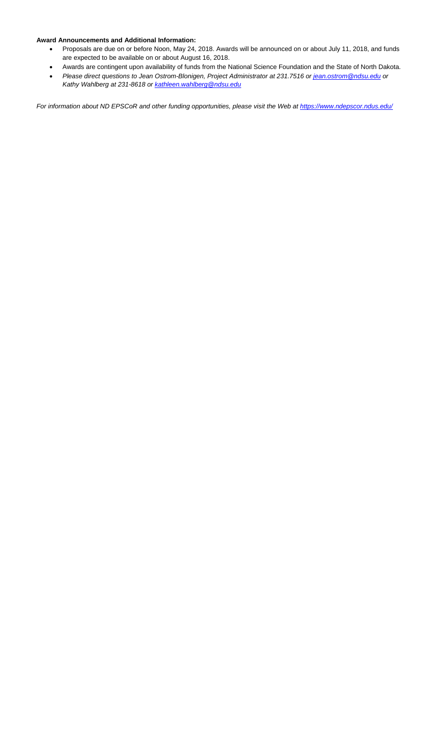**Award Announcements and Additional Information:**

- Proposals are due on or before Noon, May 24, 2018. Awards will be announced on or about July 11, 2018, and funds are expected to be available on or about August 16, 2018.
- Awards are contingent upon availability of funds from the National Science Foundation and the State of North Dakota.
- *Please direct questions to Jean Ostrom-Blonigen, Project Administrator at 231.7516 or [jean.ostrom@ndsu.edu](mailto:jean.ostrom@ndsu.edu) or Kathy Wahlberg at 231-8618 or [kathleen.wahlberg@ndsu.edu](mailto:kathleen.wahlberg@ndsu.edu)*

*For information about ND EPSCoR and other funding opportunities, please visit the Web at [https://www.ndepscor.ndus.edu/](https://www.ndepscor.ndus.edu/)*